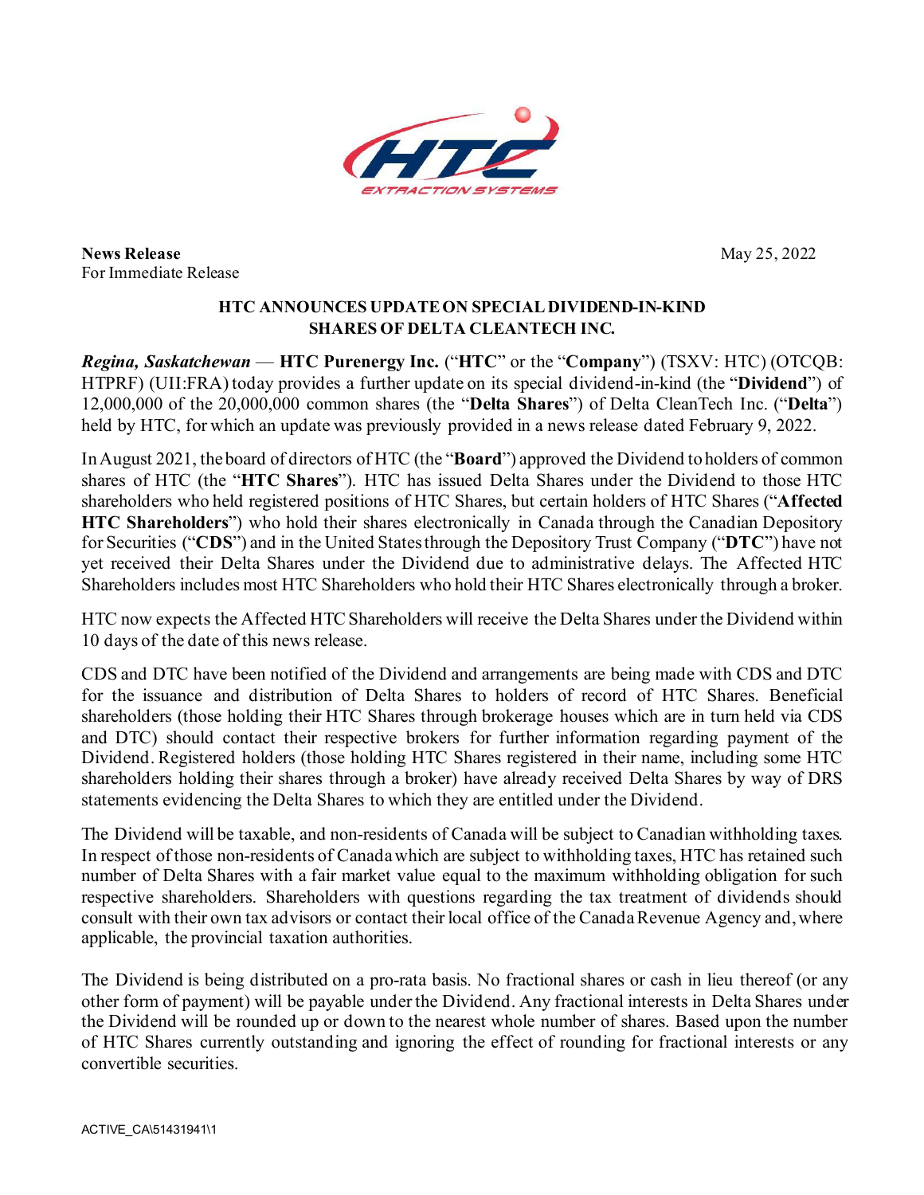**News Release**
For Immediate Release

May 25, 2022

# HTC ANNOUNCES UPDATE ON SPECIAL DIVIDEND-IN-KIND SHARES OF DELTA CLEANTECH INC.

***Regina, Saskatchewan*** — **HTC Purenergy Inc.** ("**HTC**" or the "**Company**") (TSXV: HTC) (OTCQB: HTPRF) (UII:FRA) today provides a further update on its special dividend-in-kind (the "**Dividend**") of 12,000,000 of the 20,000,000 common shares (the "**Delta Shares**") of Delta CleanTech Inc. ("**Delta**") held by HTC, for which an update was previously provided in a news release dated February 9, 2022.

In August 2021, the board of directors of HTC (the "**Board**") approved the Dividend to holders of common shares of HTC (the "**HTC Shares**"). HTC has issued Delta Shares under the Dividend to those HTC shareholders who held registered positions of HTC Shares, but certain holders of HTC Shares ("**Affected HTC Shareholders**") who hold their shares electronically in Canada through the Canadian Depository for Securities ("**CDS**") and in the United States through the Depository Trust Company ("**DTC**") have not yet received their Delta Shares under the Dividend due to administrative delays. The Affected HTC Shareholders includes most HTC Shareholders who hold their HTC Shares electronically through a broker.

HTC now expects the Affected HTC Shareholders will receive the Delta Shares under the Dividend within 10 days of the date of this news release.

CDS and DTC have been notified of the Dividend and arrangements are being made with CDS and DTC for the issuance and distribution of Delta Shares to holders of record of HTC Shares. Beneficial shareholders (those holding their HTC Shares through brokerage houses which are in turn held via CDS and DTC) should contact their respective brokers for further information regarding payment of the Dividend. Registered holders (those holding HTC Shares registered in their name, including some HTC shareholders holding their shares through a broker) have already received Delta Shares by way of DRS statements evidencing the Delta Shares to which they are entitled under the Dividend.

The Dividend will be taxable, and non-residents of Canada will be subject to Canadian withholding taxes. In respect of those non-residents of Canada which are subject to withholding taxes, HTC has retained such number of Delta Shares with a fair market value equal to the maximum withholding obligation for such respective shareholders. Shareholders with questions regarding the tax treatment of dividends should consult with their own tax advisors or contact their local office of the Canada Revenue Agency and, where applicable, the provincial taxation authorities.

The Dividend is being distributed on a pro-rata basis. No fractional shares or cash in lieu thereof (or any other form of payment) will be payable under the Dividend. Any fractional interests in Delta Shares under the Dividend will be rounded up or down to the nearest whole number of shares. Based upon the number of HTC Shares currently outstanding and ignoring the effect of rounding for fractional interests or any convertible securities.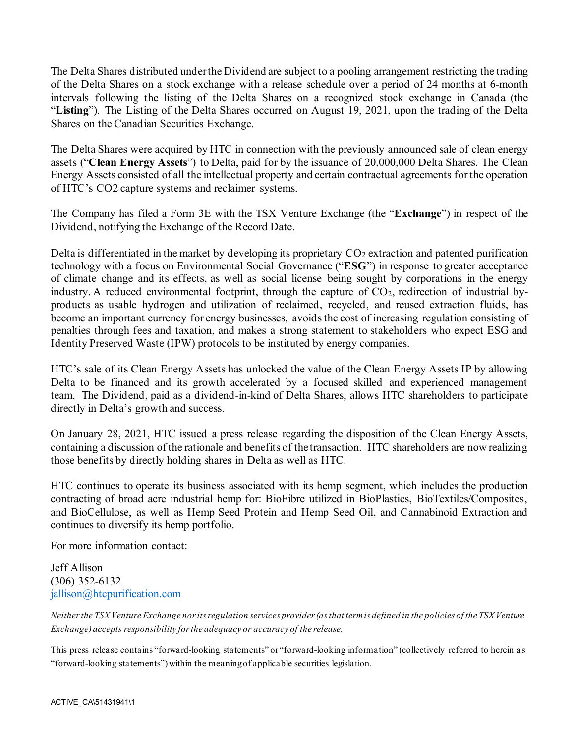The Delta Shares distributed under the Dividend are subject to a pooling arrangement restricting the trading of the Delta Shares on a stock exchange with a release schedule over a period of 24 months at 6-month intervals following the listing of the Delta Shares on a recognized stock exchange in Canada (the "**Listing**"). The Listing of the Delta Shares occurred on August 19, 2021, upon the trading of the Delta Shares on the Canadian Securities Exchange.

The Delta Shares were acquired by HTC in connection with the previously announced sale of clean energy assets ("**Clean Energy Assets**") to Delta, paid for by the issuance of 20,000,000 Delta Shares. The Clean Energy Assets consisted of all the intellectual property and certain contractual agreements for the operation of HTC's CO2 capture systems and reclaimer systems.

The Company has filed a Form 3E with the TSX Venture Exchange (the "**Exchange**") in respect of the Dividend, notifying the Exchange of the Record Date.

Delta is differentiated in the market by developing its proprietary $CO_2$ extraction and patented purification technology with a focus on Environmental Social Governance ("**ESG**") in response to greater acceptance of climate change and its effects, as well as social license being sought by corporations in the energy industry. A reduced environmental footprint, through the capture of $CO_2$, redirection of industrial by-products as usable hydrogen and utilization of reclaimed, recycled, and reused extraction fluids, has become an important currency for energy businesses, avoids the cost of increasing regulation consisting of penalties through fees and taxation, and makes a strong statement to stakeholders who expect ESG and Identity Preserved Waste (IPW) protocols to be instituted by energy companies.

HTC's sale of its Clean Energy Assets has unlocked the value of the Clean Energy Assets IP by allowing Delta to be financed and its growth accelerated by a focused skilled and experienced management team. The Dividend, paid as a dividend-in-kind of Delta Shares, allows HTC shareholders to participate directly in Delta's growth and success.

On January 28, 2021, HTC issued a press release regarding the disposition of the Clean Energy Assets, containing a discussion of the rationale and benefits of the transaction. HTC shareholders are now realizing those benefits by directly holding shares in Delta as well as HTC.

HTC continues to operate its business associated with its hemp segment, which includes the production contracting of broad acre industrial hemp for: BioFibre utilized in BioPlastics, BioTextiles/Composites, and BioCellulose, as well as Hemp Seed Protein and Hemp Seed Oil, and Cannabinoid Extraction and continues to diversify its hemp portfolio.

For more information contact:

Jeff Allison
(306) 352-6132
jallison@htcpurification.com

*Neither the TSX Venture Exchange nor its regulation services provider (as that term is defined in the policies of the TSX Venture Exchange) accepts responsibility for the adequacy or accuracy of the release.*

This press release contains "forward-looking statements" or "forward-looking information" (collectively referred to herein as "forward-looking statements") within the meaning of applicable securities legislation.

ACTIVE_CA\51431941\1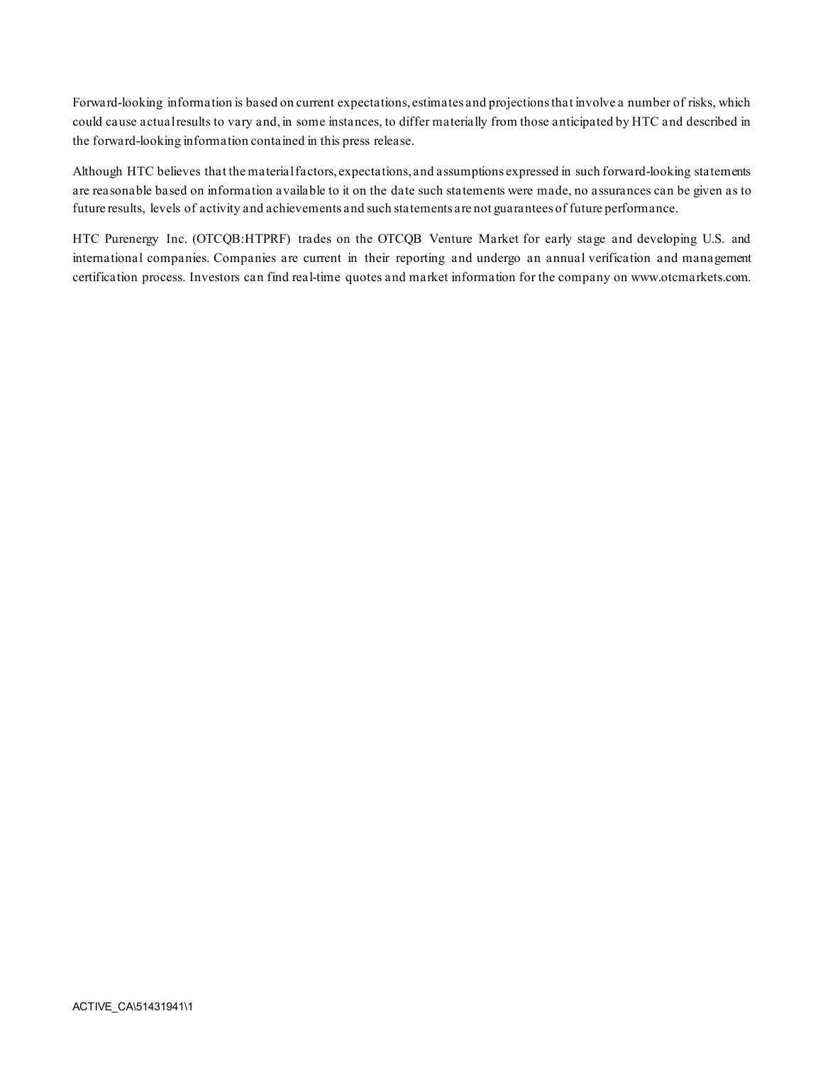Forward-looking information is based on current expectations, estimates and projections that involve a number of risks, which could cause actual results to vary and, in some instances, to differ materially from those anticipated by HTC and described in the forward-looking information contained in this press release.

Although HTC believes that the material factors, expectations, and assumptions expressed in such forward-looking statements are reasonable based on information available to it on the date such statements were made, no assurances can be given as to future results, levels of activity and achievements and such statements are not guarantees of future performance.

HTC Purenergy Inc. (OTCQB:HTPRF) trades on the OTCQB Venture Market for early stage and developing U.S. and international companies. Companies are current in their reporting and undergo an annual verification and management certification process. Investors can find real-time quotes and market information for the company on www.otcmarkets.com.